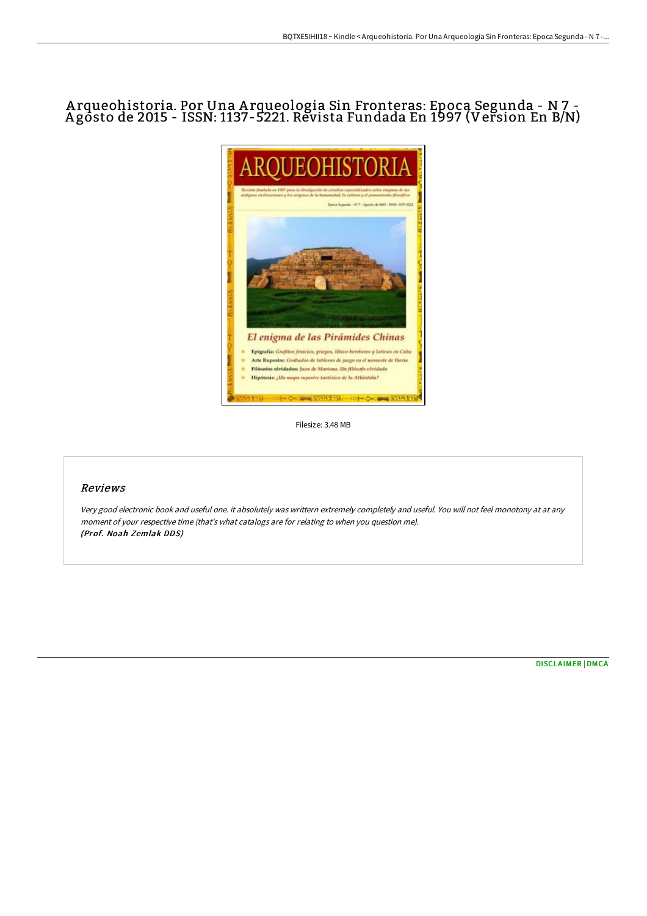# Arqueohistoria. Por Una Arqueologia Sin Fronteras: Epoca Segunda - N 7 - Agosto de 2015 - ISSN: 1137-5221. Revista Fundada En 1997 (Version En B/N)

Filesize: 3.48 MB

## Reviews

*Very good electronic book and useful one. it absolutely was writtern extremely completely and useful. You will not feel monotony at at any moment of your respective time (that's what catalogs are for relating to when you question me).*
***(Prof. Noah Zemlak DDS)***

DISCLAIMER | DMCA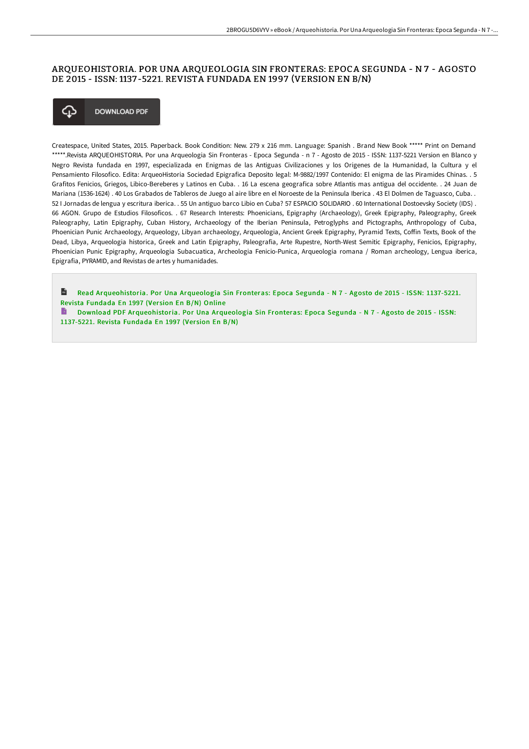# ARQUEOHISTORIA. POR UNA ARQUEOLOGIA SIN FRONTERAS: EPOCA SEGUNDA - N 7 - AGOSTO DE 2015 - ISSN: 1137-5221. REVISTA FUNDADA EN 1997 (VERSION EN B/N)

DOWNLOAD PDF

Createspace, United States, 2015. Paperback. Book Condition: New. 279 x 216 mm. Language: Spanish . Brand New Book ***** Print on Demand *****.Revista ARQUEOHISTORIA. Por una Arqueologia Sin Fronteras - Epoca Segunda - n 7 - Agosto de 2015 - ISSN: 1137-5221 Version en Blanco y Negro Revista fundada en 1997, especializada en Enigmas de las Antiguas Civilizaciones y los Origenes de la Humanidad, la Cultura y el Pensamiento Filosofico. Edita: ArqueoHistoria Sociedad Epigrafica Deposito legal: M-9882/1997 Contenido: El enigma de las Piramides Chinas. . 5 Grafitos Fenicios, Griegos, Libico-Bereberes y Latinos en Cuba. . 16 La escena geografica sobre Atlantis mas antigua del occidente. . 24 Juan de Mariana (1536-1624) . 40 Los Grabados de Tableros de Juego al aire libre en el Noroeste de la Peninsula Iberica . 43 El Dolmen de Taguasco, Cuba. . 52 I Jornadas de lengua y escritura iberica. . 55 Un antiguo barco Libio en Cuba? 57 ESPACIO SOLIDARIO . 60 International Dostoevsky Society (IDS) . 66 AGON. Grupo de Estudios Filosoficos. . 67 Research Interests: Phoenicians, Epigraphy (Archaeology), Greek Epigraphy, Paleography, Greek Paleography, Latin Epigraphy, Cuban History, Archaeology of the Iberian Peninsula, Petroglyphs and Pictographs, Anthropology of Cuba, Phoenician Punic Archaeology, Arqueology, Libyan archaeology, Arqueologia, Ancient Greek Epigraphy, Pyramid Texts, Coffin Texts, Book of the Dead, Libya, Arqueologia historica, Greek and Latin Epigraphy, Paleografia, Arte Rupestre, North-West Semitic Epigraphy, Fenicios, Epigraphy, Phoenician Punic Epigraphy, Arqueologia Subacuatica, Archeologia Fenicio-Punica, Arqueologia romana / Roman archeology, Lengua iberica, Epigrafia, PYRAMID, and Revistas de artes y humanidades.

Read Arqueohistoria. Por Una Arqueologia Sin Fronteras: Epoca Segunda - N 7 - Agosto de 2015 - ISSN: 1137-5221. Revista Fundada En 1997 (Version En B/N) Online

Download PDF Arqueohistoria. Por Una Arqueologia Sin Fronteras: Epoca Segunda - N 7 - Agosto de 2015 - ISSN: 1137-5221. Revista Fundada En 1997 (Version En B/N)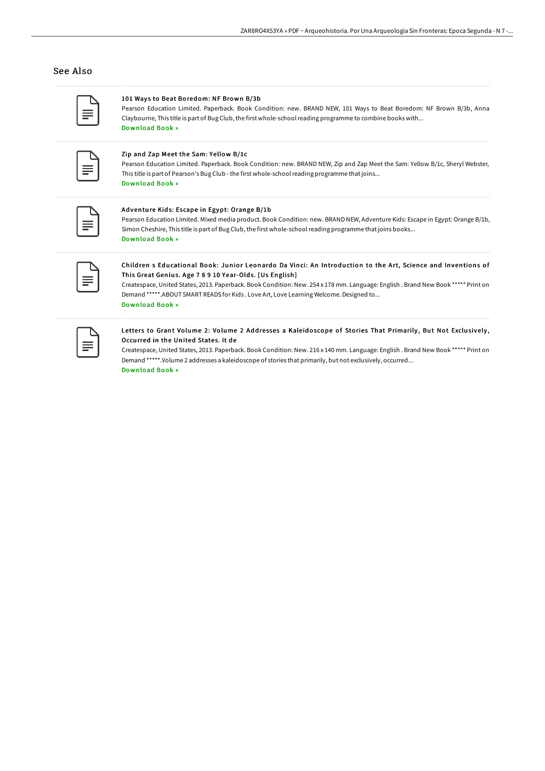## See Also

### 101 Ways to Beat Boredom: NF Brown B/3b

Pearson Education Limited. Paperback. Book Condition: new. BRAND NEW, 101 Ways to Beat Boredom: NF Brown B/3b, Anna Claybourne, This title is part of Bug Club, the first whole-school reading programme to combine books with...

Download Book »

### Zip and Zap Meet the Sam: Yellow B/1c

Pearson Education Limited. Paperback. Book Condition: new. BRAND NEW, Zip and Zap Meet the Sam: Yellow B/1c, Sheryl Webster, This title is part of Pearson's Bug Club - the first whole-school reading programme that joins...

Download Book »

### Adventure Kids: Escape in Egypt: Orange B/1b

Pearson Education Limited. Mixed media product. Book Condition: new. BRAND NEW, Adventure Kids: Escape in Egypt: Orange B/1b, Simon Cheshire, This title is part of Bug Club, the first whole-school reading programme that joins books...

Download Book »

### Children s Educational Book: Junior Leonardo Da Vinci: An Introduction to the Art, Science and Inventions of This Great Genius. Age 7 8 9 10 Year-Olds. [Us English]

Createspace, United States, 2013. Paperback. Book Condition: New. 254 x 178 mm. Language: English . Brand New Book ***** Print on Demand *****.ABOUT SMART READS for Kids . Love Art, Love Learning Welcome. Designed to...

Download Book »

### Letters to Grant Volume 2: Volume 2 Addresses a Kaleidoscope of Stories That Primarily, But Not Exclusively, Occurred in the United States. It de

Createspace, United States, 2013. Paperback. Book Condition: New. 216 x 140 mm. Language: English . Brand New Book ***** Print on Demand *****.Volume 2 addresses a kaleidoscope of stories that primarily, but not exclusively, occurred...

Download Book »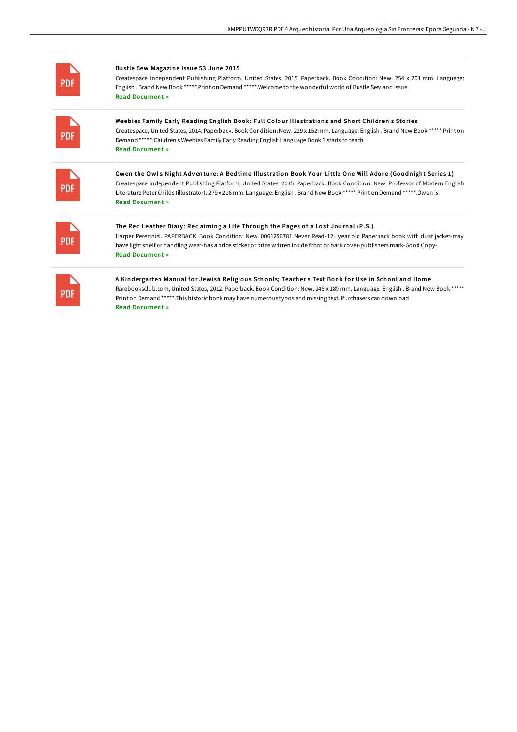**Bustle Sew Magazine Issue 53 June 2015**

Createspace Independent Publishing Platform, United States, 2015. Paperback. Book Condition: New. 254 x 203 mm. Language: English . Brand New Book ***** Print on Demand *****.Welcome to the wonderful world of Bustle Sew and Issue

Read Document »

**Weebies Family Early Reading English Book: Full Colour Illustrations and Short Children s Stories**

Createspace, United States, 2014. Paperback. Book Condition: New. 229 x 152 mm. Language: English . Brand New Book ***** Print on Demand *****.Children s Weebies Family Early Reading English Language Book 1 starts to teach

Read Document »

**Owen the Owl s Night Adventure: A Bedtime Illustration Book Your Little One Will Adore (Goodnight Series 1)**

Createspace Independent Publishing Platform, United States, 2015. Paperback. Book Condition: New. Professor of Modern English Literature Peter Childs (illustrator). 279 x 216 mm. Language: English . Brand New Book ***** Print on Demand *****.Owen is

Read Document »

**The Red Leather Diary: Reclaiming a Life Through the Pages of a Lost Journal (P.S.)**

Harper Perennial. PAPERBACK. Book Condition: New. 0061256781 Never Read-12+ year old Paperback book with dust jacket-may have light shelf or handling wear-has a price sticker or price written inside front or back cover-publishers mark-Good Copy-

Read Document »

**A Kindergarten Manual for Jewish Religious Schools; Teacher s Text Book for Use in School and Home**

Rarebooksclub.com, United States, 2012. Paperback. Book Condition: New. 246 x 189 mm. Language: English . Brand New Book ***** Print on Demand *****.This historic book may have numerous typos and missing text. Purchasers can download

Read Document »